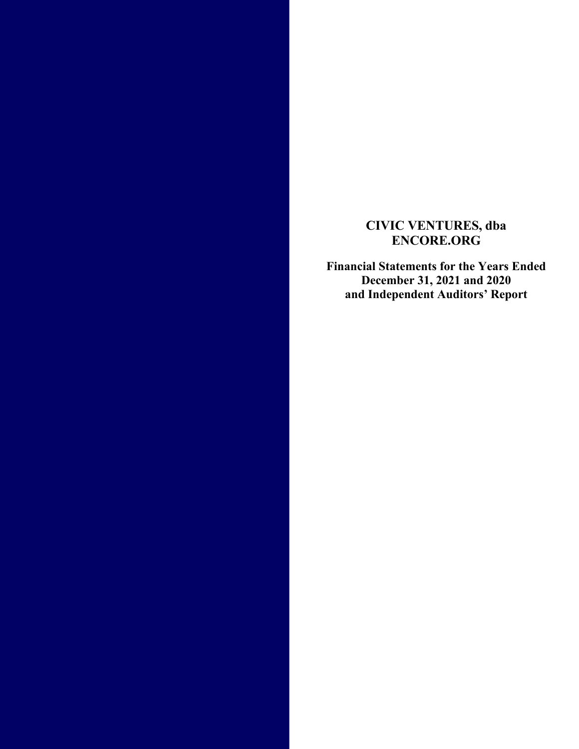# CIVIC VENTURES, dba ENCORE.ORG

**Financial Statements for the Years Ended December 31, 2021 and 2020 and Independent Auditors' Report**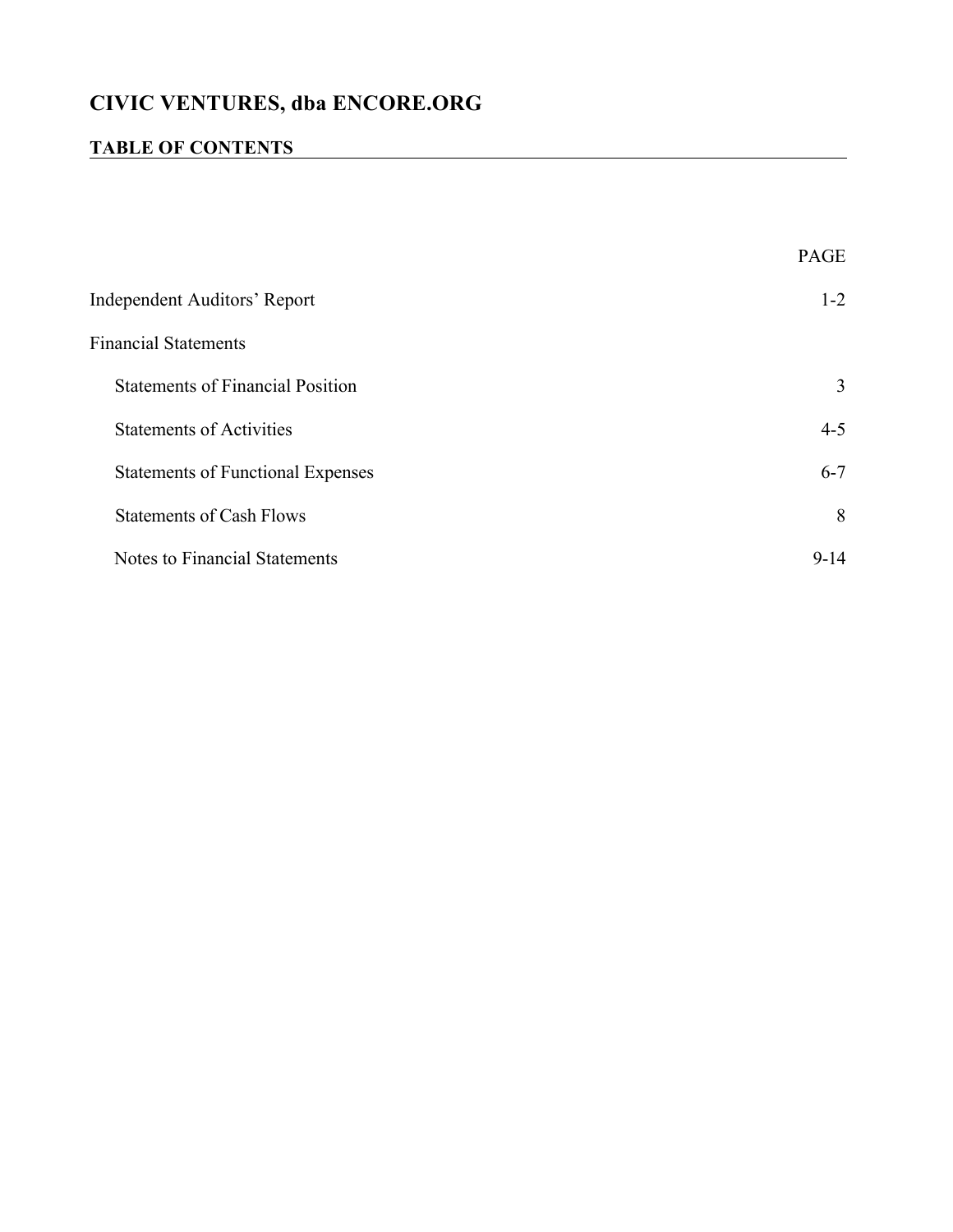# CIVIC VENTURES, dba ENCORE.ORG

## TABLE OF CONTENTS

| | PAGE |
|---|---|
| Independent Auditors' Report | 1-2 |
| Financial Statements | |
| Statements of Financial Position | 3 |
| Statements of Activities | 4-5 |
| Statements of Functional Expenses | 6-7 |
| Statements of Cash Flows | 8 |
| Notes to Financial Statements | 9-14 |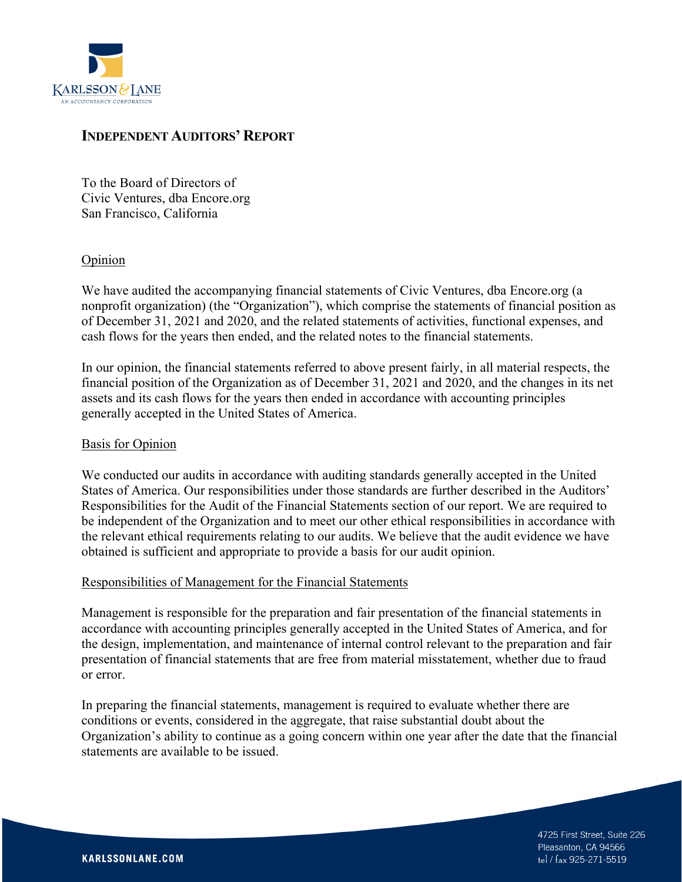# INDEPENDENT AUDITORS' REPORT

To the Board of Directors of
Civic Ventures, dba Encore.org
San Francisco, California

## Opinion

We have audited the accompanying financial statements of Civic Ventures, dba Encore.org (a nonprofit organization) (the "Organization"), which comprise the statements of financial position as of December 31, 2021 and 2020, and the related statements of activities, functional expenses, and cash flows for the years then ended, and the related notes to the financial statements.

In our opinion, the financial statements referred to above present fairly, in all material respects, the financial position of the Organization as of December 31, 2021 and 2020, and the changes in its net assets and its cash flows for the years then ended in accordance with accounting principles generally accepted in the United States of America.

## Basis for Opinion

We conducted our audits in accordance with auditing standards generally accepted in the United States of America. Our responsibilities under those standards are further described in the Auditors' Responsibilities for the Audit of the Financial Statements section of our report. We are required to be independent of the Organization and to meet our other ethical responsibilities in accordance with the relevant ethical requirements relating to our audits. We believe that the audit evidence we have obtained is sufficient and appropriate to provide a basis for our audit opinion.

## Responsibilities of Management for the Financial Statements

Management is responsible for the preparation and fair presentation of the financial statements in accordance with accounting principles generally accepted in the United States of America, and for the design, implementation, and maintenance of internal control relevant to the preparation and fair presentation of financial statements that are free from material misstatement, whether due to fraud or error.

In preparing the financial statements, management is required to evaluate whether there are conditions or events, considered in the aggregate, that raise substantial doubt about the Organization's ability to continue as a going concern within one year after the date that the financial statements are available to be issued.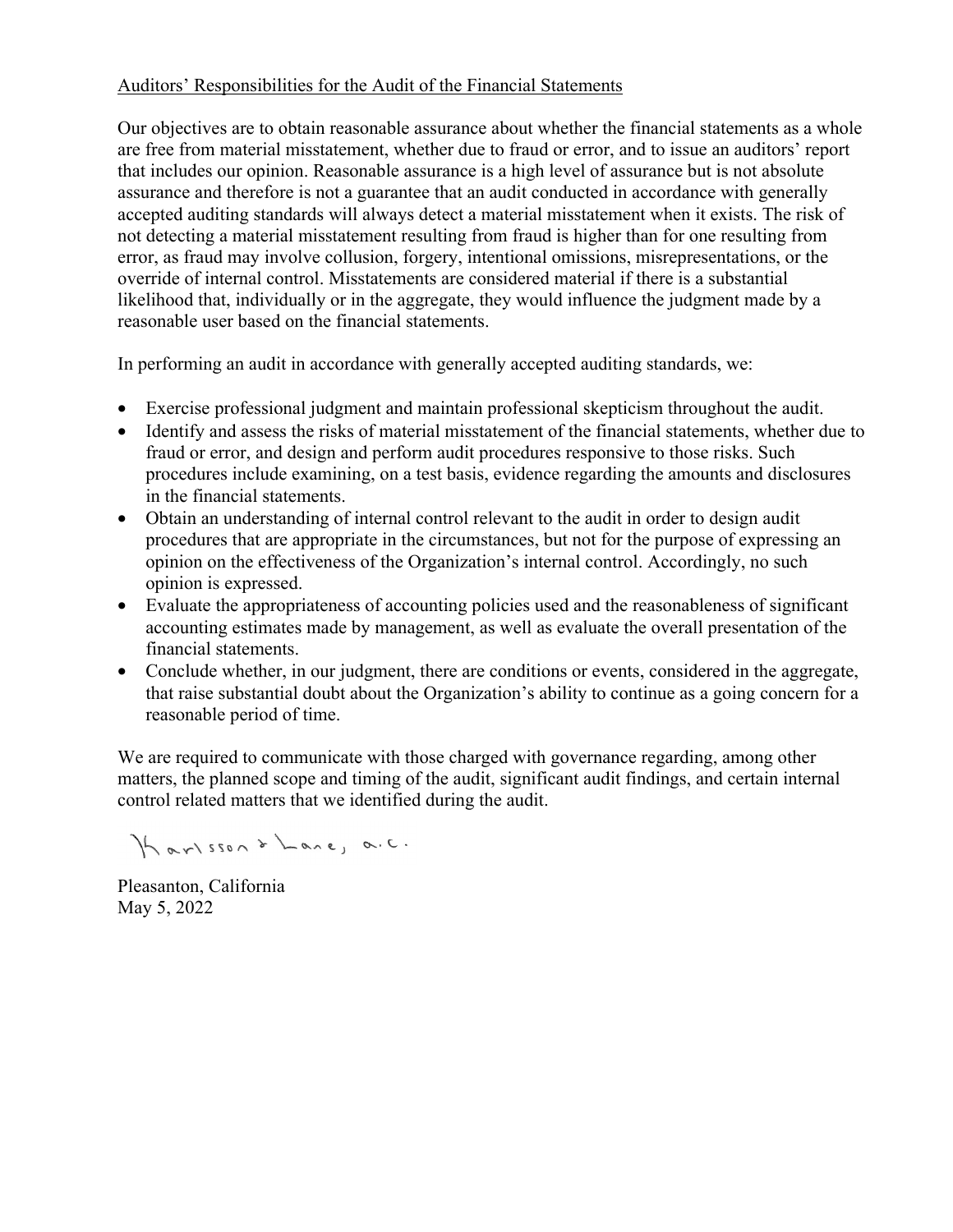Auditors' Responsibilities for the Audit of the Financial Statements

Our objectives are to obtain reasonable assurance about whether the financial statements as a whole are free from material misstatement, whether due to fraud or error, and to issue an auditors' report that includes our opinion. Reasonable assurance is a high level of assurance but is not absolute assurance and therefore is not a guarantee that an audit conducted in accordance with generally accepted auditing standards will always detect a material misstatement when it exists. The risk of not detecting a material misstatement resulting from fraud is higher than for one resulting from error, as fraud may involve collusion, forgery, intentional omissions, misrepresentations, or the override of internal control. Misstatements are considered material if there is a substantial likelihood that, individually or in the aggregate, they would influence the judgment made by a reasonable user based on the financial statements.

In performing an audit in accordance with generally accepted auditing standards, we:

- Exercise professional judgment and maintain professional skepticism throughout the audit.
- Identify and assess the risks of material misstatement of the financial statements, whether due to fraud or error, and design and perform audit procedures responsive to those risks. Such procedures include examining, on a test basis, evidence regarding the amounts and disclosures in the financial statements.
- Obtain an understanding of internal control relevant to the audit in order to design audit procedures that are appropriate in the circumstances, but not for the purpose of expressing an opinion on the effectiveness of the Organization's internal control. Accordingly, no such opinion is expressed.
- Evaluate the appropriateness of accounting policies used and the reasonableness of significant accounting estimates made by management, as well as evaluate the overall presentation of the financial statements.
- Conclude whether, in our judgment, there are conditions or events, considered in the aggregate, that raise substantial doubt about the Organization's ability to continue as a going concern for a reasonable period of time.

We are required to communicate with those charged with governance regarding, among other matters, the planned scope and timing of the audit, significant audit findings, and certain internal control related matters that we identified during the audit.

Karlsson & Lane, a.c.

Pleasanton, California
May 5, 2022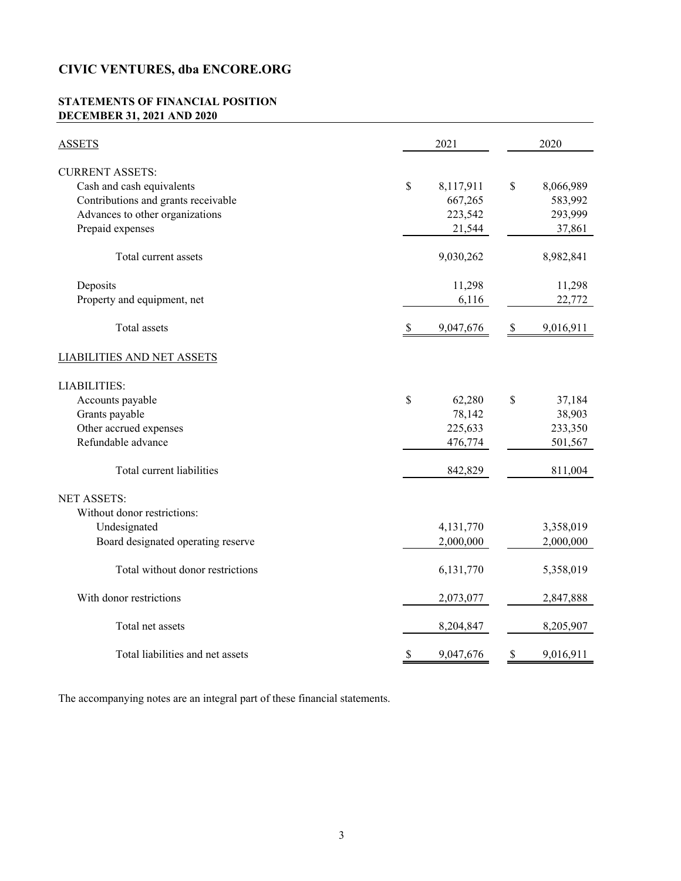# CIVIC VENTURES, dba ENCORE.ORG

## STATEMENTS OF FINANCIAL POSITION
## DECEMBER 31, 2021 AND 2020

| ASSETS | 2021 | 2020 |
|---|---|---|
| CURRENT ASSETS: | | |
| Cash and cash equivalents | $ 8,117,911 | $ 8,066,989 |
| Contributions and grants receivable | 667,265 | 583,992 |
| Advances to other organizations | 223,542 | 293,999 |
| Prepaid expenses | 21,544 | 37,861 |
| Total current assets | 9,030,262 | 8,982,841 |
| Deposits | 11,298 | 11,298 |
| Property and equipment, net | 6,116 | 22,772 |
| Total assets | $ 9,047,676 | $ 9,016,911 |
| LIABILITIES AND NET ASSETS | | |
| LIABILITIES: | | |
| Accounts payable | $ 62,280 | $ 37,184 |
| Grants payable | 78,142 | 38,903 |
| Other accrued expenses | 225,633 | 233,350 |
| Refundable advance | 476,774 | 501,567 |
| Total current liabilities | 842,829 | 811,004 |
| NET ASSETS: | | |
| Without donor restrictions: | | |
| Undesignated | 4,131,770 | 3,358,019 |
| Board designated operating reserve | 2,000,000 | 2,000,000 |
| Total without donor restrictions | 6,131,770 | 5,358,019 |
| With donor restrictions | 2,073,077 | 2,847,888 |
| Total net assets | 8,204,847 | 8,205,907 |
| Total liabilities and net assets | $ 9,047,676 | $ 9,016,911 |

The accompanying notes are an integral part of these financial statements.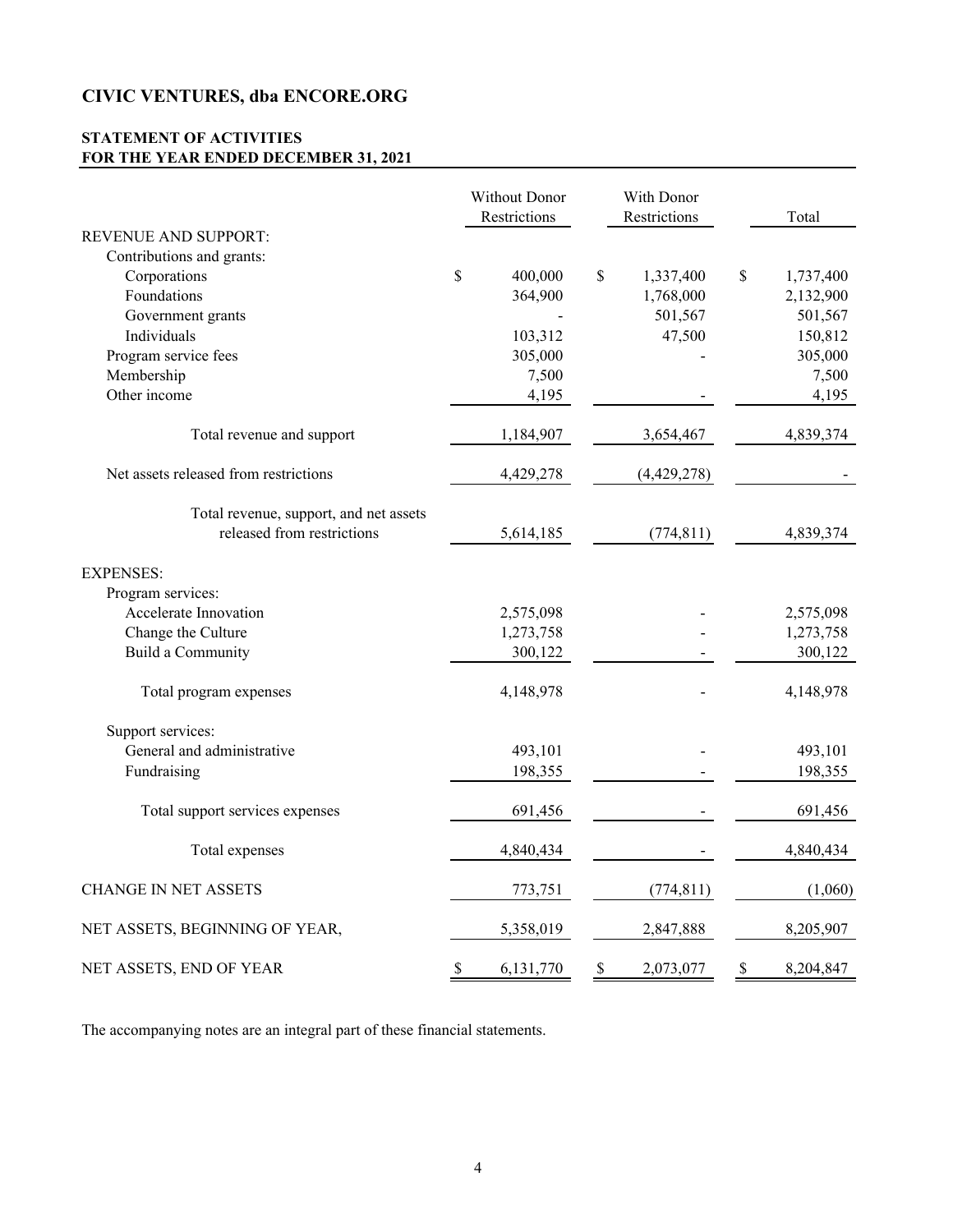# CIVIC VENTURES, dba ENCORE.ORG

## STATEMENT OF ACTIVITIES
## FOR THE YEAR ENDED DECEMBER 31, 2021

| | Without Donor Restrictions | With Donor Restrictions | Total |
|---|---|---|---|
| REVENUE AND SUPPORT: | | | |
| Contributions and grants: | | | |
| Corporations | $ 400,000 | $ 1,337,400 | $ 1,737,400 |
| Foundations | 364,900 | 1,768,000 | 2,132,900 |
| Government grants | - | 501,567 | 501,567 |
| Individuals | 103,312 | 47,500 | 150,812 |
| Program service fees | 305,000 | - | 305,000 |
| Membership | 7,500 | | 7,500 |
| Other income | 4,195 | - | 4,195 |
| Total revenue and support | 1,184,907 | 3,654,467 | 4,839,374 |
| Net assets released from restrictions | 4,429,278 | (4,429,278) | - |
| Total revenue, support, and net assets released from restrictions | 5,614,185 | (774,811) | 4,839,374 |
| EXPENSES: | | | |
| Program services: | | | |
| Accelerate Innovation | 2,575,098 | - | 2,575,098 |
| Change the Culture | 1,273,758 | - | 1,273,758 |
| Build a Community | 300,122 | - | 300,122 |
| Total program expenses | 4,148,978 | - | 4,148,978 |
| Support services: | | | |
| General and administrative | 493,101 | - | 493,101 |
| Fundraising | 198,355 | - | 198,355 |
| Total support services expenses | 691,456 | - | 691,456 |
| Total expenses | 4,840,434 | - | 4,840,434 |
| CHANGE IN NET ASSETS | 773,751 | (774,811) | (1,060) |
| NET ASSETS, BEGINNING OF YEAR, | 5,358,019 | 2,847,888 | 8,205,907 |
| NET ASSETS, END OF YEAR | $ 6,131,770 | $ 2,073,077 | $ 8,204,847 |

The accompanying notes are an integral part of these financial statements.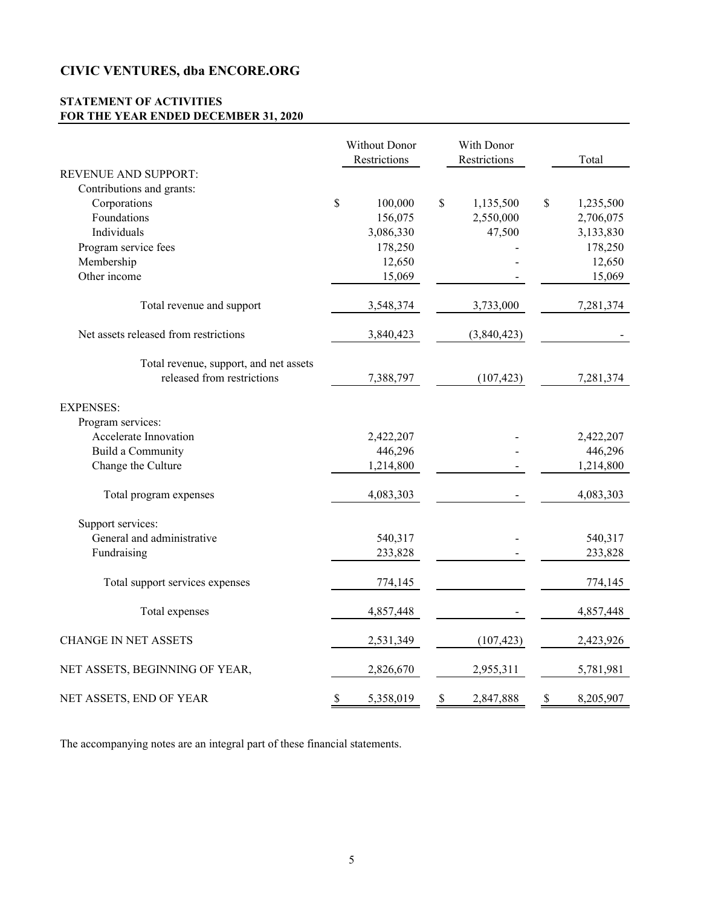# CIVIC VENTURES, dba ENCORE.ORG

## STATEMENT OF ACTIVITIES
## FOR THE YEAR ENDED DECEMBER 31, 2020

| | Without Donor Restrictions | With Donor Restrictions | Total |
|---|---|---|---|
| REVENUE AND SUPPORT: | | | |
| Contributions and grants: | | | |
| Corporations | $ 100,000 | $ 1,135,500 | $ 1,235,500 |
| Foundations | 156,075 | 2,550,000 | 2,706,075 |
| Individuals | 3,086,330 | 47,500 | 3,133,830 |
| Program service fees | 178,250 | - | 178,250 |
| Membership | 12,650 | - | 12,650 |
| Other income | 15,069 | - | 15,069 |
| Total revenue and support | 3,548,374 | 3,733,000 | 7,281,374 |
| Net assets released from restrictions | 3,840,423 | (3,840,423) | - |
| Total revenue, support, and net assets released from restrictions | 7,388,797 | (107,423) | 7,281,374 |
| EXPENSES: | | | |
| Program services: | | | |
| Accelerate Innovation | 2,422,207 | - | 2,422,207 |
| Build a Community | 446,296 | - | 446,296 |
| Change the Culture | 1,214,800 | - | 1,214,800 |
| Total program expenses | 4,083,303 | - | 4,083,303 |
| Support services: | | | |
| General and administrative | 540,317 | - | 540,317 |
| Fundraising | 233,828 | - | 233,828 |
| Total support services expenses | 774,145 | | 774,145 |
| Total expenses | 4,857,448 | - | 4,857,448 |
| CHANGE IN NET ASSETS | 2,531,349 | (107,423) | 2,423,926 |
| NET ASSETS, BEGINNING OF YEAR, | 2,826,670 | 2,955,311 | 5,781,981 |
| NET ASSETS, END OF YEAR | $ 5,358,019 | $ 2,847,888 | $ 8,205,907 |

The accompanying notes are an integral part of these financial statements.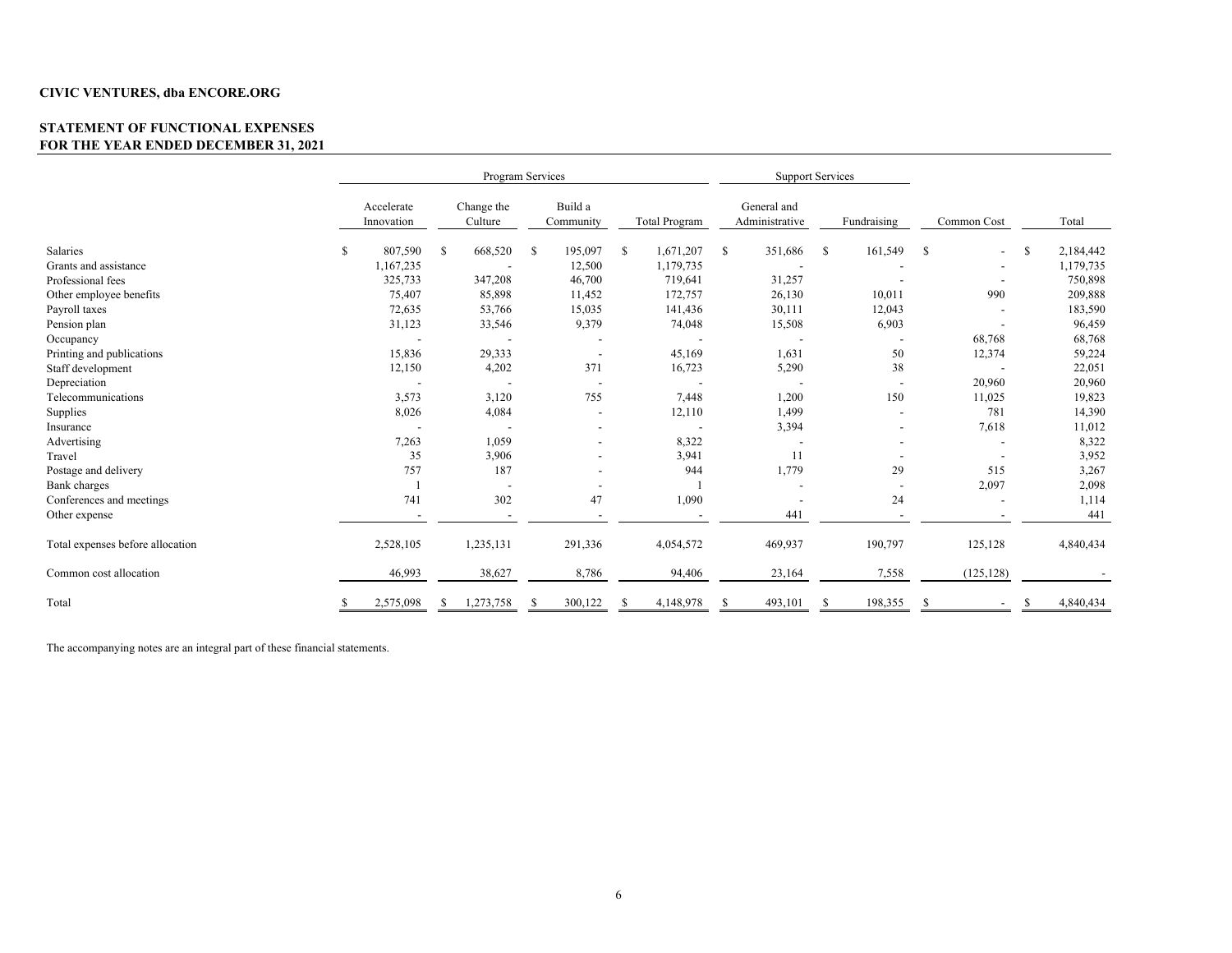**CIVIC VENTURES, dba ENCORE.ORG**

**STATEMENT OF FUNCTIONAL EXPENSES**
**FOR THE YEAR ENDED DECEMBER 31, 2021**

| | Program Services | | | | Support Services | | | |
|---|---|---|---|---|---|---|---|---|
| | Accelerate Innovation | Change the Culture | Build a Community | Total Program | General and Administrative | Fundraising | Common Cost | Total |
| Salaries | $ 807,590 | $ 668,520 | $ 195,097 | $ 1,671,207 | $ 351,686 | $ 161,549 | $ - | $ 2,184,442 |
| Grants and assistance | 1,167,235 | - | 12,500 | 1,179,735 | - | - | - | 1,179,735 |
| Professional fees | 325,733 | 347,208 | 46,700 | 719,641 | 31,257 | - | - | 750,898 |
| Other employee benefits | 75,407 | 85,898 | 11,452 | 172,757 | 26,130 | 10,011 | 990 | 209,888 |
| Payroll taxes | 72,635 | 53,766 | 15,035 | 141,436 | 30,111 | 12,043 | - | 183,590 |
| Pension plan | 31,123 | 33,546 | 9,379 | 74,048 | 15,508 | 6,903 | - | 96,459 |
| Occupancy | - | - | - | - | - | - | 68,768 | 68,768 |
| Printing and publications | 15,836 | 29,333 | - | 45,169 | 1,631 | 50 | 12,374 | 59,224 |
| Staff development | 12,150 | 4,202 | 371 | 16,723 | 5,290 | 38 | - | 22,051 |
| Depreciation | - | - | - | - | - | - | 20,960 | 20,960 |
| Telecommunications | 3,573 | 3,120 | 755 | 7,448 | 1,200 | 150 | 11,025 | 19,823 |
| Supplies | 8,026 | 4,084 | - | 12,110 | 1,499 | - | 781 | 14,390 |
| Insurance | - | - | - | - | 3,394 | - | 7,618 | 11,012 |
| Advertising | 7,263 | 1,059 | - | 8,322 | - | - | - | 8,322 |
| Travel | 35 | 3,906 | - | 3,941 | 11 | - | - | 3,952 |
| Postage and delivery | 757 | 187 | - | 944 | 1,779 | 29 | 515 | 3,267 |
| Bank charges | 1 | - | - | 1 | - | - | 2,097 | 2,098 |
| Conferences and meetings | 741 | 302 | 47 | 1,090 | - | 24 | - | 1,114 |
| Other expense | - | - | - | - | 441 | - | - | 441 |
| Total expenses before allocation | 2,528,105 | 1,235,131 | 291,336 | 4,054,572 | 469,937 | 190,797 | 125,128 | 4,840,434 |
| Common cost allocation | 46,993 | 38,627 | 8,786 | 94,406 | 23,164 | 7,558 | (125,128) | - |
| Total | $ 2,575,098 | $ 1,273,758 | $ 300,122 | $ 4,148,978 | $ 493,101 | $ 198,355 | $ - | $ 4,840,434 |

The accompanying notes are an integral part of these financial statements.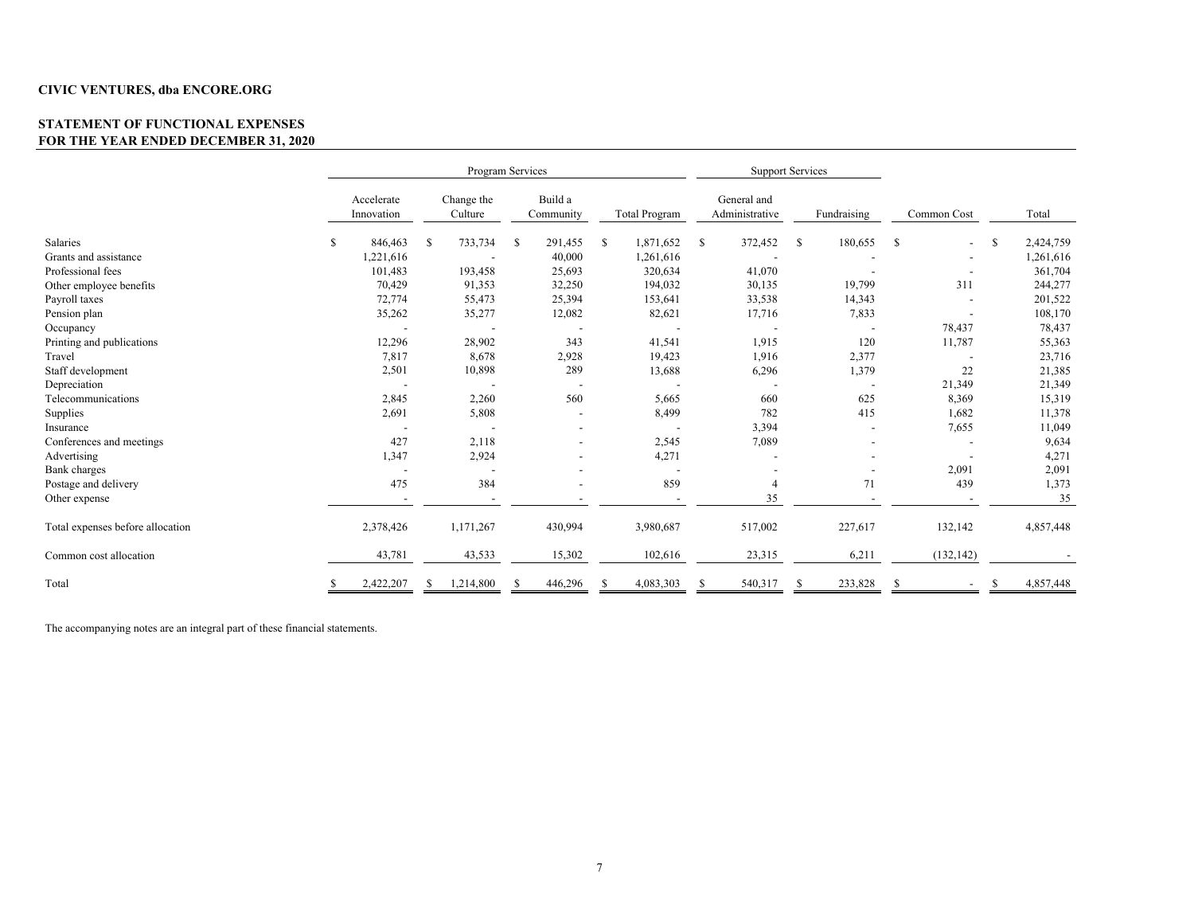**CIVIC VENTURES, dba ENCORE.ORG**

**STATEMENT OF FUNCTIONAL EXPENSES**
**FOR THE YEAR ENDED DECEMBER 31, 2020**

| | Program Services | | | | Support Services | | | |
|---|---|---|---|---|---|---|---|---|
| | Accelerate Innovation | Change the Culture | Build a Community | Total Program | General and Administrative | Fundraising | Common Cost | Total |
| Salaries | $ 846,463 | $ 733,734 | $ 291,455 | $ 1,871,652 | $ 372,452 | $ 180,655 | $ - | $ 2,424,759 |
| Grants and assistance | 1,221,616 | - | 40,000 | 1,261,616 | - | - | - | 1,261,616 |
| Professional fees | 101,483 | 193,458 | 25,693 | 320,634 | 41,070 | - | - | 361,704 |
| Other employee benefits | 70,429 | 91,353 | 32,250 | 194,032 | 30,135 | 19,799 | 311 | 244,277 |
| Payroll taxes | 72,774 | 55,473 | 25,394 | 153,641 | 33,538 | 14,343 | - | 201,522 |
| Pension plan | 35,262 | 35,277 | 12,082 | 82,621 | 17,716 | 7,833 | - | 108,170 |
| Occupancy | - | - | - | - | - | - | 78,437 | 78,437 |
| Printing and publications | 12,296 | 28,902 | 343 | 41,541 | 1,915 | 120 | 11,787 | 55,363 |
| Travel | 7,817 | 8,678 | 2,928 | 19,423 | 1,916 | 2,377 | - | 23,716 |
| Staff development | 2,501 | 10,898 | 289 | 13,688 | 6,296 | 1,379 | 22 | 21,385 |
| Depreciation | - | - | - | - | - | - | 21,349 | 21,349 |
| Telecommunications | 2,845 | 2,260 | 560 | 5,665 | 660 | 625 | 8,369 | 15,319 |
| Supplies | 2,691 | 5,808 | - | 8,499 | 782 | 415 | 1,682 | 11,378 |
| Insurance | - | - | - | - | 3,394 | - | 7,655 | 11,049 |
| Conferences and meetings | 427 | 2,118 | - | 2,545 | 7,089 | - | - | 9,634 |
| Advertising | 1,347 | 2,924 | - | 4,271 | - | - | - | 4,271 |
| Bank charges | - | - | - | - | - | - | 2,091 | 2,091 |
| Postage and delivery | 475 | 384 | - | 859 | 4 | 71 | 439 | 1,373 |
| Other expense | - | - | - | - | 35 | - | - | 35 |
| Total expenses before allocation | 2,378,426 | 1,171,267 | 430,994 | 3,980,687 | 517,002 | 227,617 | 132,142 | 4,857,448 |
| Common cost allocation | 43,781 | 43,533 | 15,302 | 102,616 | 23,315 | 6,211 | (132,142) | - |
| Total | $ 2,422,207 | $ 1,214,800 | $ 446,296 | $ 4,083,303 | $ 540,317 | $ 233,828 | $ - | $ 4,857,448 |

The accompanying notes are an integral part of these financial statements.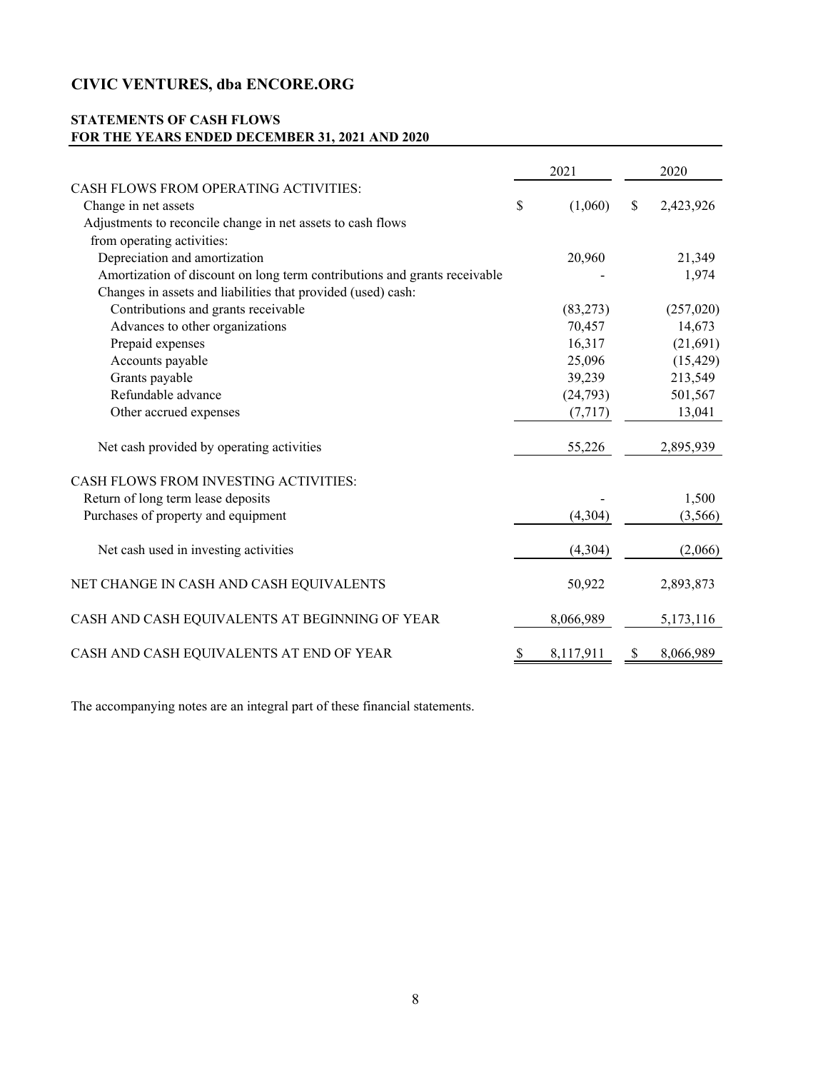## CIVIC VENTURES, dba ENCORE.ORG

### STATEMENTS OF CASH FLOWS
### FOR THE YEARS ENDED DECEMBER 31, 2021 AND 2020

| | 2021 | 2020 |
|---|---|---|
| CASH FLOWS FROM OPERATING ACTIVITIES: | | |
| Change in net assets | $ (1,060) | $ 2,423,926 |
| Adjustments to reconcile change in net assets to cash flows from operating activities: | | |
| Depreciation and amortization | 20,960 | 21,349 |
| Amortization of discount on long term contributions and grants receivable | - | 1,974 |
| Changes in assets and liabilities that provided (used) cash: | | |
| Contributions and grants receivable | (83,273) | (257,020) |
| Advances to other organizations | 70,457 | 14,673 |
| Prepaid expenses | 16,317 | (21,691) |
| Accounts payable | 25,096 | (15,429) |
| Grants payable | 39,239 | 213,549 |
| Refundable advance | (24,793) | 501,567 |
| Other accrued expenses | (7,717) | 13,041 |
| Net cash provided by operating activities | 55,226 | 2,895,939 |
| CASH FLOWS FROM INVESTING ACTIVITIES: | | |
| Return of long term lease deposits | - | 1,500 |
| Purchases of property and equipment | (4,304) | (3,566) |
| Net cash used in investing activities | (4,304) | (2,066) |
| NET CHANGE IN CASH AND CASH EQUIVALENTS | 50,922 | 2,893,873 |
| CASH AND CASH EQUIVALENTS AT BEGINNING OF YEAR | 8,066,989 | 5,173,116 |
| CASH AND CASH EQUIVALENTS AT END OF YEAR | $ 8,117,911 | $ 8,066,989 |

The accompanying notes are an integral part of these financial statements.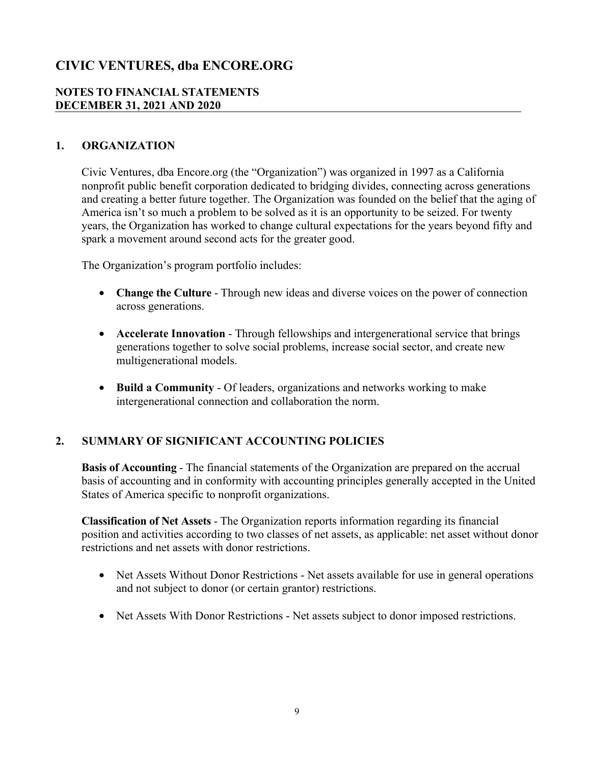# CIVIC VENTURES, dba ENCORE.ORG

## NOTES TO FINANCIAL STATEMENTS
## DECEMBER 31, 2021 AND 2020

### 1. ORGANIZATION

Civic Ventures, dba Encore.org (the "Organization") was organized in 1997 as a California nonprofit public benefit corporation dedicated to bridging divides, connecting across generations and creating a better future together. The Organization was founded on the belief that the aging of America isn't so much a problem to be solved as it is an opportunity to be seized. For twenty years, the Organization has worked to change cultural expectations for the years beyond fifty and spark a movement around second acts for the greater good.

The Organization's program portfolio includes:

- **Change the Culture** - Through new ideas and diverse voices on the power of connection across generations.
- **Accelerate Innovation** - Through fellowships and intergenerational service that brings generations together to solve social problems, increase social sector, and create new multigenerational models.
- **Build a Community** - Of leaders, organizations and networks working to make intergenerational connection and collaboration the norm.

### 2. SUMMARY OF SIGNIFICANT ACCOUNTING POLICIES

**Basis of Accounting** - The financial statements of the Organization are prepared on the accrual basis of accounting and in conformity with accounting principles generally accepted in the United States of America specific to nonprofit organizations.

**Classification of Net Assets** - The Organization reports information regarding its financial position and activities according to two classes of net assets, as applicable: net asset without donor restrictions and net assets with donor restrictions.

- Net Assets Without Donor Restrictions - Net assets available for use in general operations and not subject to donor (or certain grantor) restrictions.
- Net Assets With Donor Restrictions - Net assets subject to donor imposed restrictions.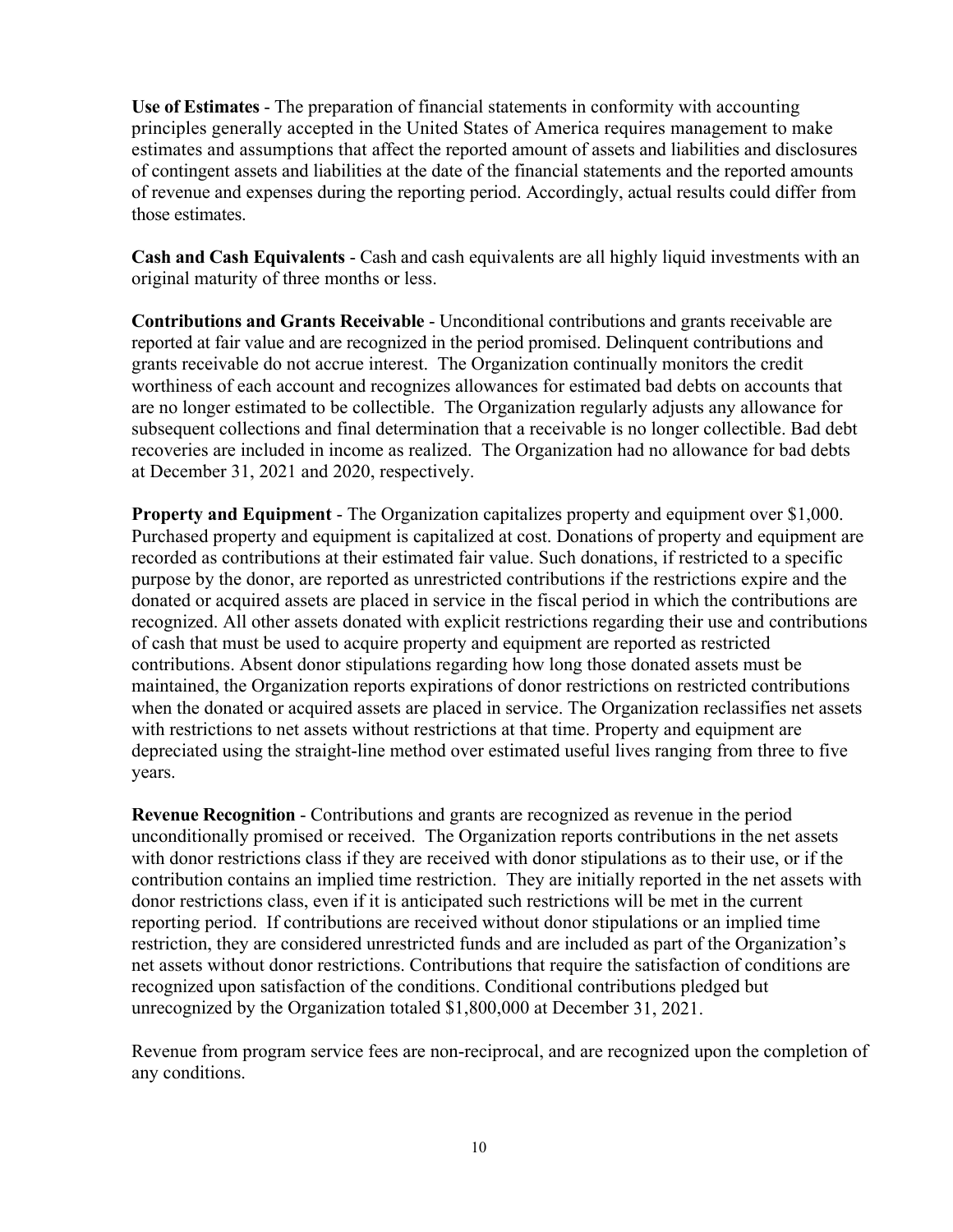**Use of Estimates** - The preparation of financial statements in conformity with accounting principles generally accepted in the United States of America requires management to make estimates and assumptions that affect the reported amount of assets and liabilities and disclosures of contingent assets and liabilities at the date of the financial statements and the reported amounts of revenue and expenses during the reporting period. Accordingly, actual results could differ from those estimates.

**Cash and Cash Equivalents** - Cash and cash equivalents are all highly liquid investments with an original maturity of three months or less.

**Contributions and Grants Receivable** - Unconditional contributions and grants receivable are reported at fair value and are recognized in the period promised. Delinquent contributions and grants receivable do not accrue interest. The Organization continually monitors the credit worthiness of each account and recognizes allowances for estimated bad debts on accounts that are no longer estimated to be collectible. The Organization regularly adjusts any allowance for subsequent collections and final determination that a receivable is no longer collectible. Bad debt recoveries are included in income as realized. The Organization had no allowance for bad debts at December 31, 2021 and 2020, respectively.

**Property and Equipment** - The Organization capitalizes property and equipment over $1,000. Purchased property and equipment is capitalized at cost. Donations of property and equipment are recorded as contributions at their estimated fair value. Such donations, if restricted to a specific purpose by the donor, are reported as unrestricted contributions if the restrictions expire and the donated or acquired assets are placed in service in the fiscal period in which the contributions are recognized. All other assets donated with explicit restrictions regarding their use and contributions of cash that must be used to acquire property and equipment are reported as restricted contributions. Absent donor stipulations regarding how long those donated assets must be maintained, the Organization reports expirations of donor restrictions on restricted contributions when the donated or acquired assets are placed in service. The Organization reclassifies net assets with restrictions to net assets without restrictions at that time. Property and equipment are depreciated using the straight-line method over estimated useful lives ranging from three to five years.

**Revenue Recognition** - Contributions and grants are recognized as revenue in the period unconditionally promised or received. The Organization reports contributions in the net assets with donor restrictions class if they are received with donor stipulations as to their use, or if the contribution contains an implied time restriction. They are initially reported in the net assets with donor restrictions class, even if it is anticipated such restrictions will be met in the current reporting period. If contributions are received without donor stipulations or an implied time restriction, they are considered unrestricted funds and are included as part of the Organization's net assets without donor restrictions. Contributions that require the satisfaction of conditions are recognized upon satisfaction of the conditions. Conditional contributions pledged but unrecognized by the Organization totaled $1,800,000 at December 31, 2021.

Revenue from program service fees are non-reciprocal, and are recognized upon the completion of any conditions.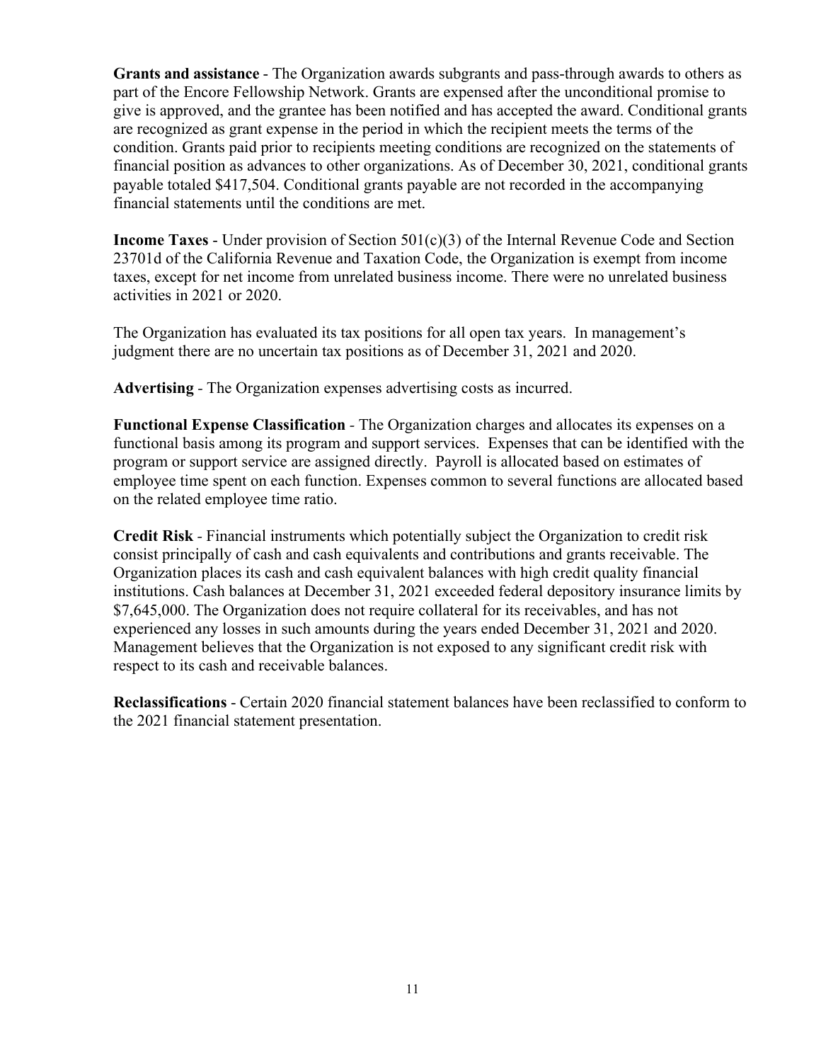**Grants and assistance** - The Organization awards subgrants and pass-through awards to others as part of the Encore Fellowship Network. Grants are expensed after the unconditional promise to give is approved, and the grantee has been notified and has accepted the award. Conditional grants are recognized as grant expense in the period in which the recipient meets the terms of the condition. Grants paid prior to recipients meeting conditions are recognized on the statements of financial position as advances to other organizations. As of December 30, 2021, conditional grants payable totaled $417,504. Conditional grants payable are not recorded in the accompanying financial statements until the conditions are met.

**Income Taxes** - Under provision of Section 501(c)(3) of the Internal Revenue Code and Section 23701d of the California Revenue and Taxation Code, the Organization is exempt from income taxes, except for net income from unrelated business income. There were no unrelated business activities in 2021 or 2020.

The Organization has evaluated its tax positions for all open tax years. In management's judgment there are no uncertain tax positions as of December 31, 2021 and 2020.

**Advertising** - The Organization expenses advertising costs as incurred.

**Functional Expense Classification** - The Organization charges and allocates its expenses on a functional basis among its program and support services. Expenses that can be identified with the program or support service are assigned directly. Payroll is allocated based on estimates of employee time spent on each function. Expenses common to several functions are allocated based on the related employee time ratio.

**Credit Risk** - Financial instruments which potentially subject the Organization to credit risk consist principally of cash and cash equivalents and contributions and grants receivable. The Organization places its cash and cash equivalent balances with high credit quality financial institutions. Cash balances at December 31, 2021 exceeded federal depository insurance limits by $7,645,000. The Organization does not require collateral for its receivables, and has not experienced any losses in such amounts during the years ended December 31, 2021 and 2020. Management believes that the Organization is not exposed to any significant credit risk with respect to its cash and receivable balances.

**Reclassifications** - Certain 2020 financial statement balances have been reclassified to conform to the 2021 financial statement presentation.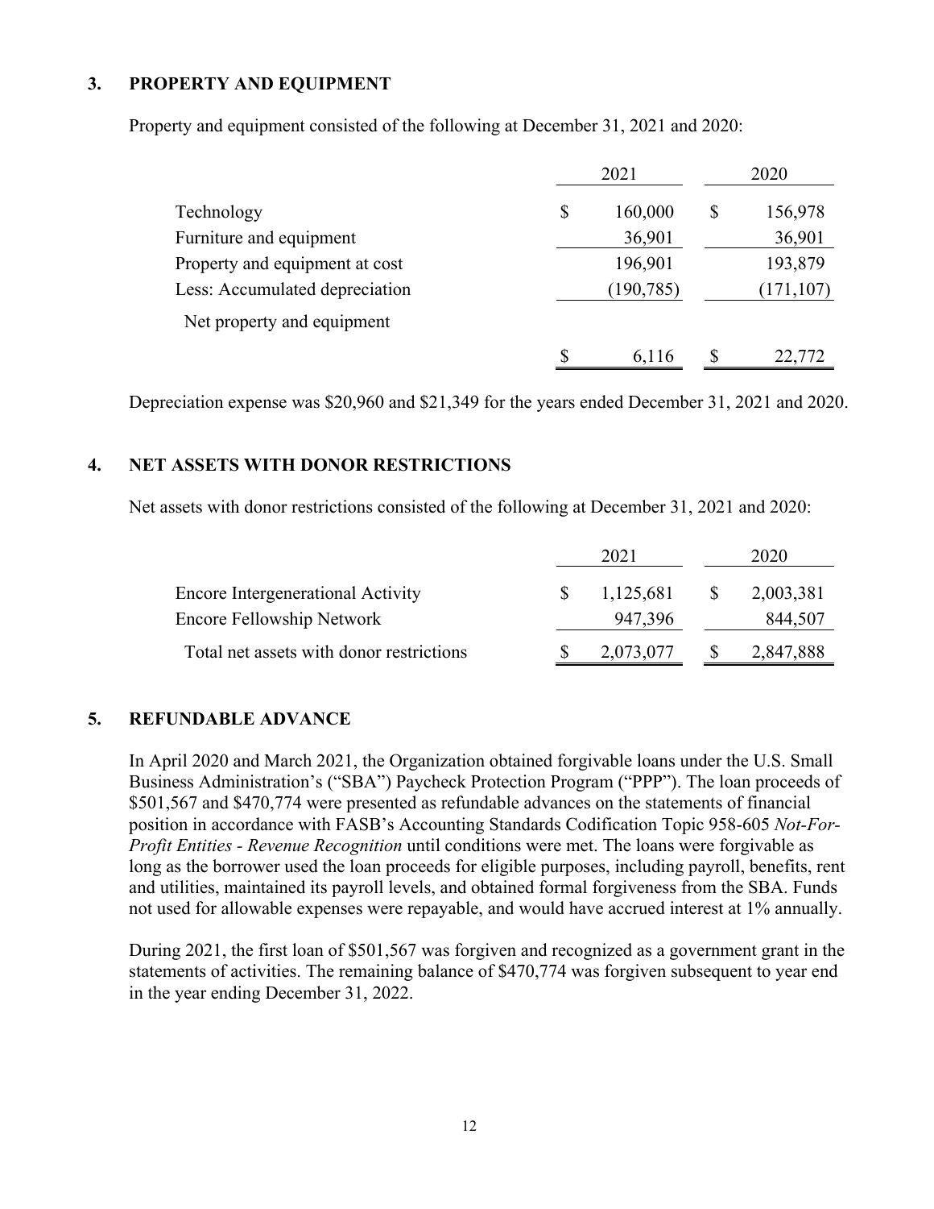## 3. PROPERTY AND EQUIPMENT

Property and equipment consisted of the following at December 31, 2021 and 2020:

| | 2021 | 2020 |
|---|---|---|
| Technology | $ 160,000 | $ 156,978 |
| Furniture and equipment | 36,901 | 36,901 |
| Property and equipment at cost | 196,901 | 193,879 |
| Less: Accumulated depreciation | (190,785) | (171,107) |
| Net property and equipment | $ 6,116 | $ 22,772 |

Depreciation expense was $20,960 and $21,349 for the years ended December 31, 2021 and 2020.

## 4. NET ASSETS WITH DONOR RESTRICTIONS

Net assets with donor restrictions consisted of the following at December 31, 2021 and 2020:

| | 2021 | 2020 |
|---|---|---|
| Encore Intergenerational Activity | $ 1,125,681 | $ 2,003,381 |
| Encore Fellowship Network | 947,396 | 844,507 |
| Total net assets with donor restrictions | $ 2,073,077 | $ 2,847,888 |

## 5. REFUNDABLE ADVANCE

In April 2020 and March 2021, the Organization obtained forgivable loans under the U.S. Small Business Administration's ("SBA") Paycheck Protection Program ("PPP"). The loan proceeds of $501,567 and $470,774 were presented as refundable advances on the statements of financial position in accordance with FASB's Accounting Standards Codification Topic 958-605 *Not-For-Profit Entities - Revenue Recognition* until conditions were met. The loans were forgivable as long as the borrower used the loan proceeds for eligible purposes, including payroll, benefits, rent and utilities, maintained its payroll levels, and obtained formal forgiveness from the SBA. Funds not used for allowable expenses were repayable, and would have accrued interest at 1% annually.

During 2021, the first loan of $501,567 was forgiven and recognized as a government grant in the statements of activities. The remaining balance of $470,774 was forgiven subsequent to year end in the year ending December 31, 2022.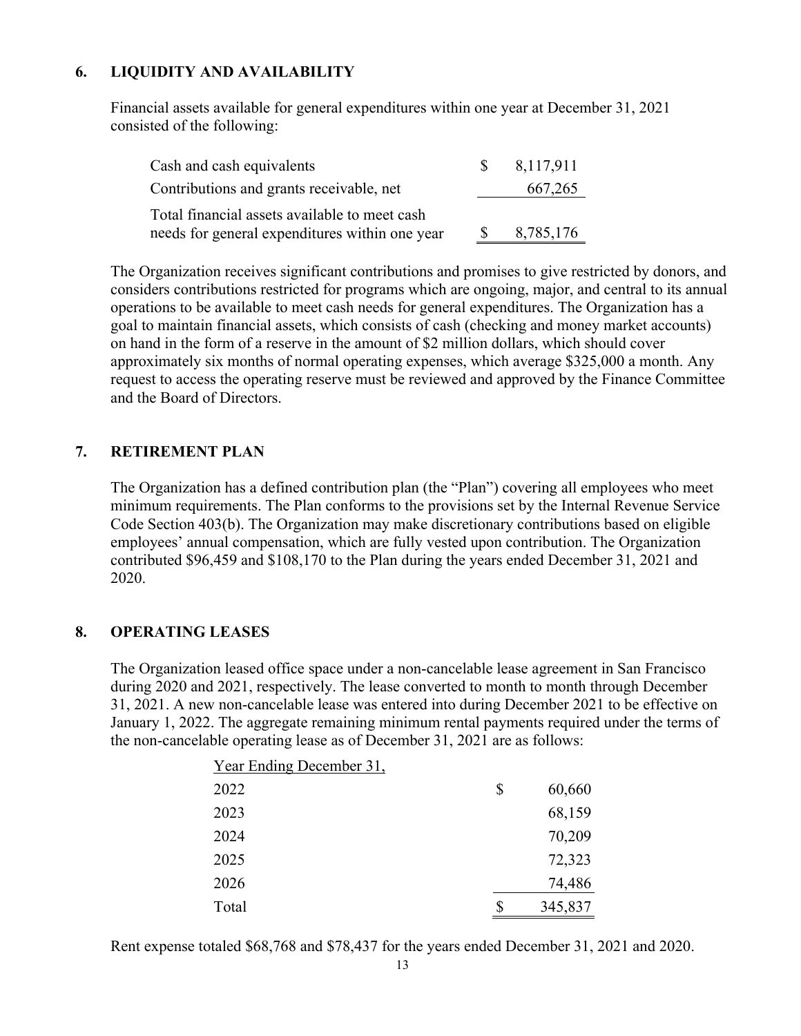## 6. LIQUIDITY AND AVAILABILITY

Financial assets available for general expenditures within one year at December 31, 2021 consisted of the following:

| | |
|---|---|
| Cash and cash equivalents | $ 8,117,911 |
| Contributions and grants receivable, net | 667,265 |
| Total financial assets available to meet cash needs for general expenditures within one year | $ 8,785,176 |

The Organization receives significant contributions and promises to give restricted by donors, and considers contributions restricted for programs which are ongoing, major, and central to its annual operations to be available to meet cash needs for general expenditures. The Organization has a goal to maintain financial assets, which consists of cash (checking and money market accounts) on hand in the form of a reserve in the amount of $2 million dollars, which should cover approximately six months of normal operating expenses, which average $325,000 a month. Any request to access the operating reserve must be reviewed and approved by the Finance Committee and the Board of Directors.

## 7. RETIREMENT PLAN

The Organization has a defined contribution plan (the "Plan") covering all employees who meet minimum requirements. The Plan conforms to the provisions set by the Internal Revenue Service Code Section 403(b). The Organization may make discretionary contributions based on eligible employees' annual compensation, which are fully vested upon contribution. The Organization contributed $96,459 and $108,170 to the Plan during the years ended December 31, 2021 and 2020.

## 8. OPERATING LEASES

The Organization leased office space under a non-cancelable lease agreement in San Francisco during 2020 and 2021, respectively. The lease converted to month to month through December 31, 2021. A new non-cancelable lease was entered into during December 2021 to be effective on January 1, 2022. The aggregate remaining minimum rental payments required under the terms of the non-cancelable operating lease as of December 31, 2021 are as follows:

| Year Ending December 31, | |
|---|---|
| 2022 | $ 60,660 |
| 2023 | 68,159 |
| 2024 | 70,209 |
| 2025 | 72,323 |
| 2026 | 74,486 |
| Total | $ 345,837 |

Rent expense totaled $68,768 and $78,437 for the years ended December 31, 2021 and 2020.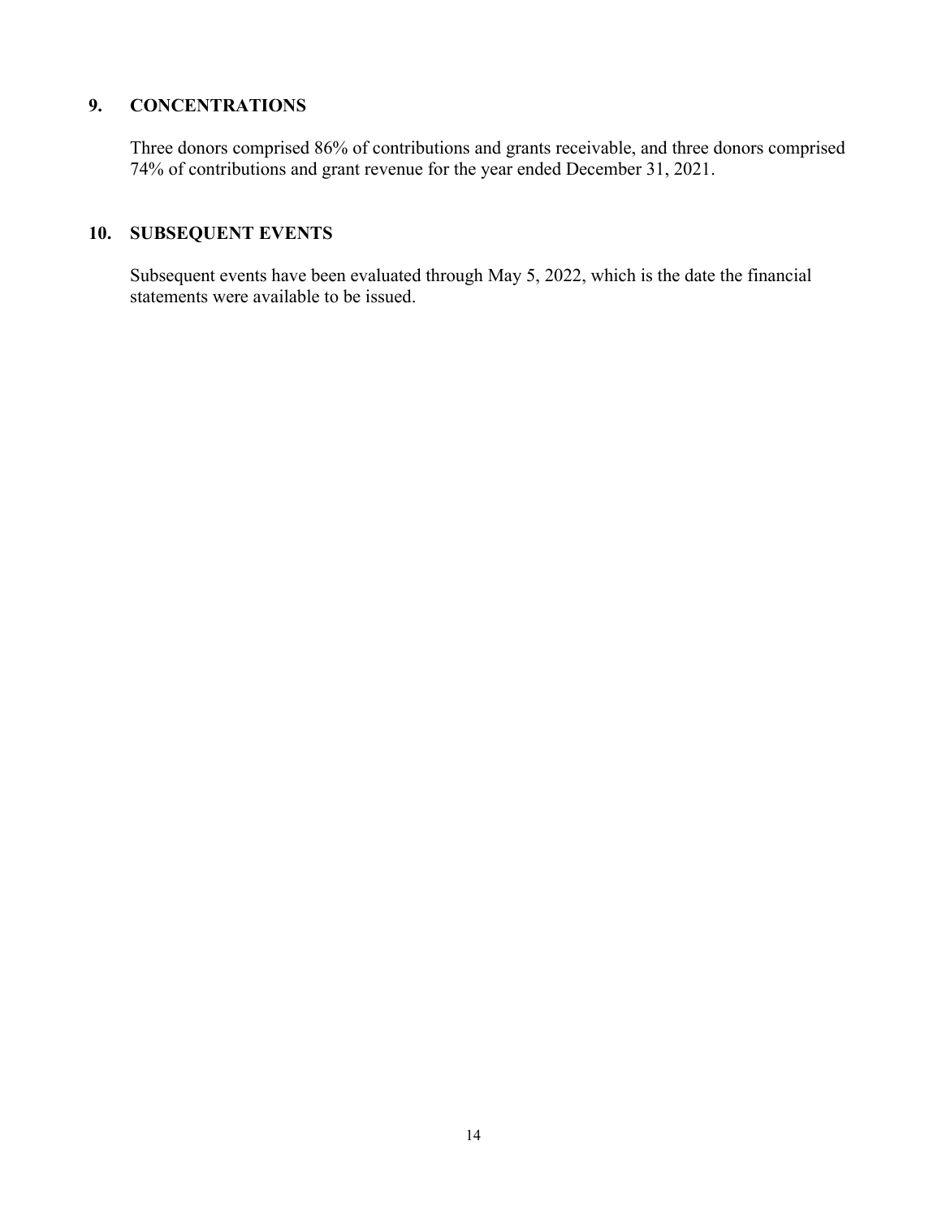## 9. CONCENTRATIONS

Three donors comprised 86% of contributions and grants receivable, and three donors comprised 74% of contributions and grant revenue for the year ended December 31, 2021.

## 10. SUBSEQUENT EVENTS

Subsequent events have been evaluated through May 5, 2022, which is the date the financial statements were available to be issued.